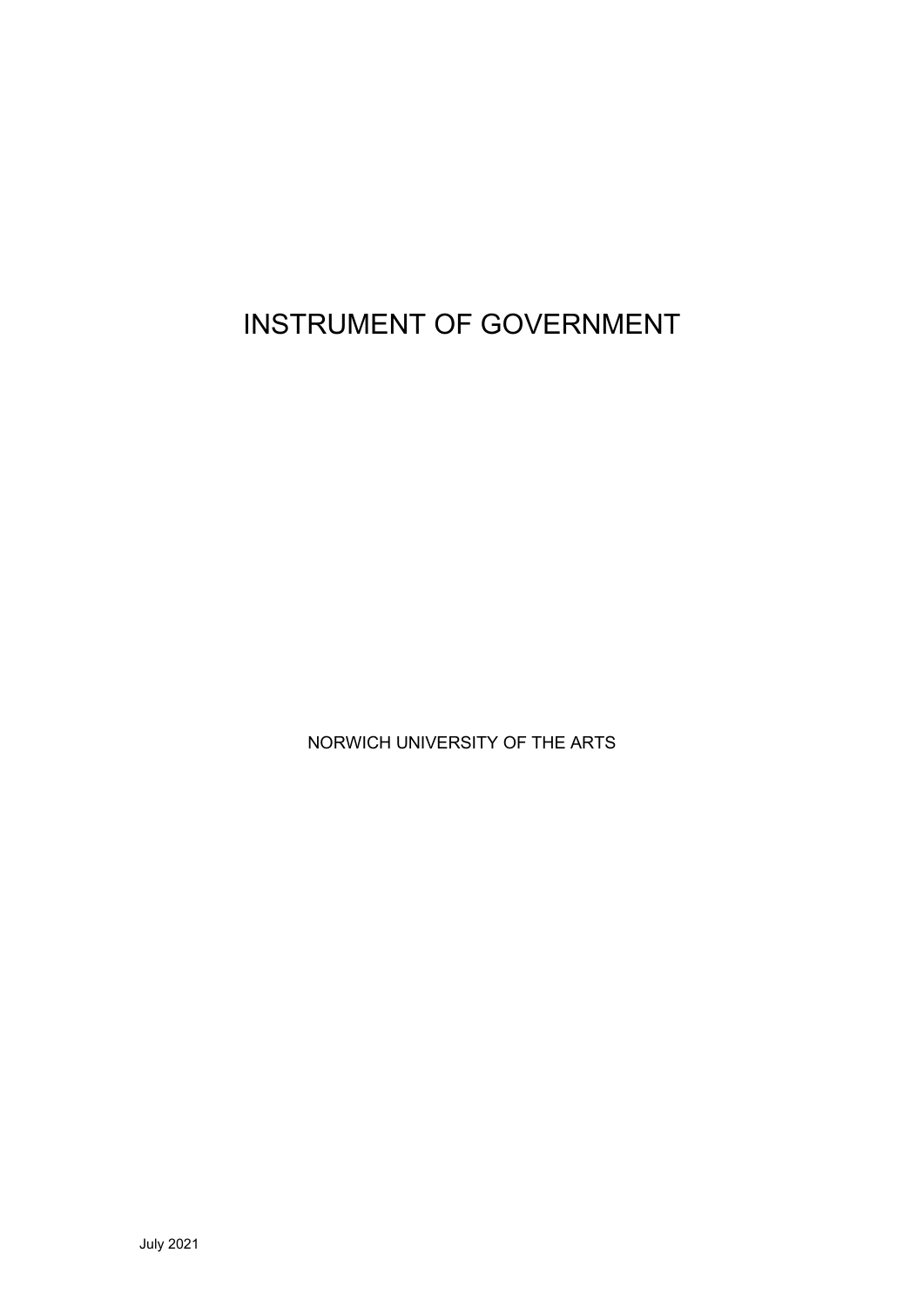# INSTRUMENT OF GOVERNMENT

NORWICH UNIVERSITY OF THE ARTS

July 2021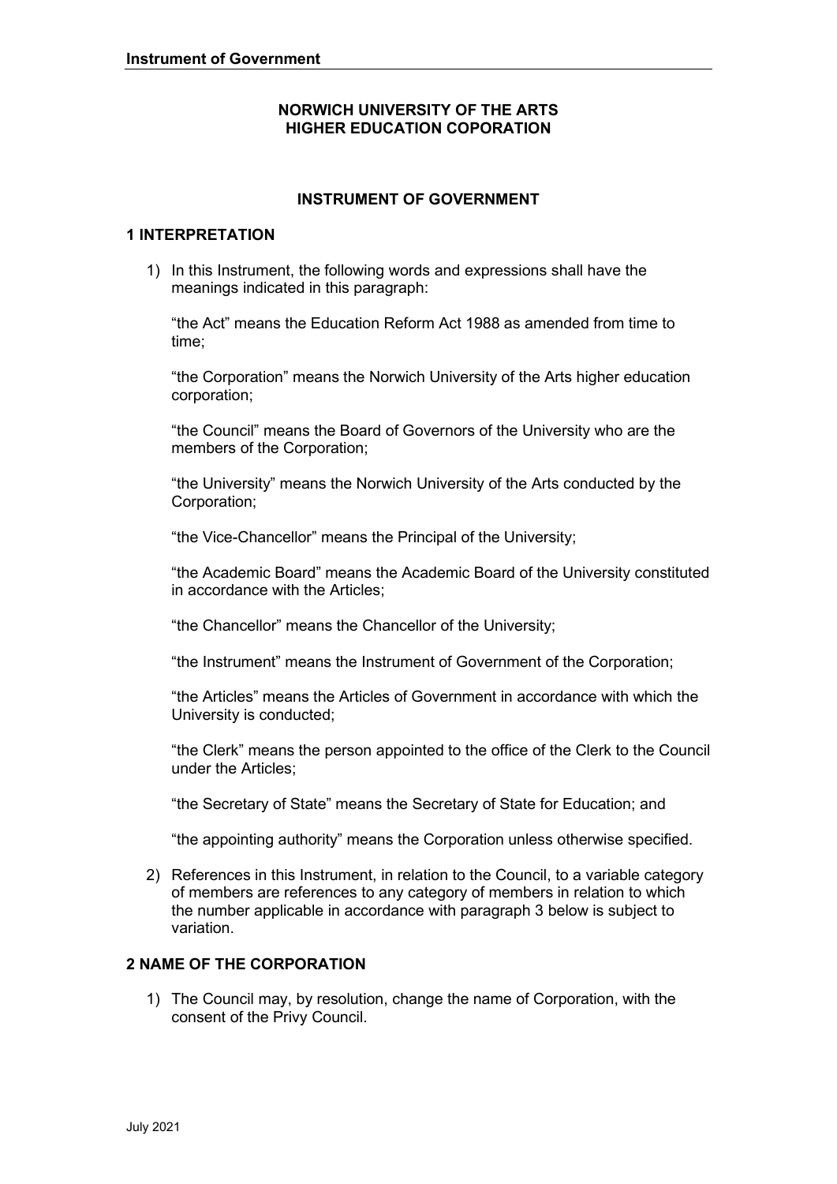# NORWICH UNIVERSITY OF THE ARTS
# HIGHER EDUCATION COPORATION

## INSTRUMENT OF GOVERNMENT

### 1 INTERPRETATION

1) In this Instrument, the following words and expressions shall have the meanings indicated in this paragraph:

   "the Act" means the Education Reform Act 1988 as amended from time to time;

   "the Corporation" means the Norwich University of the Arts higher education corporation;

   "the Council" means the Board of Governors of the University who are the members of the Corporation;

   "the University" means the Norwich University of the Arts conducted by the Corporation;

   "the Vice-Chancellor" means the Principal of the University;

   "the Academic Board" means the Academic Board of the University constituted in accordance with the Articles;

   "the Chancellor" means the Chancellor of the University;

   "the Instrument" means the Instrument of Government of the Corporation;

   "the Articles" means the Articles of Government in accordance with which the University is conducted;

   "the Clerk" means the person appointed to the office of the Clerk to the Council under the Articles;

   "the Secretary of State" means the Secretary of State for Education; and

   "the appointing authority" means the Corporation unless otherwise specified.

2) References in this Instrument, in relation to the Council, to a variable category of members are references to any category of members in relation to which the number applicable in accordance with paragraph 3 below is subject to variation.

### 2 NAME OF THE CORPORATION

1) The Council may, by resolution, change the name of Corporation, with the consent of the Privy Council.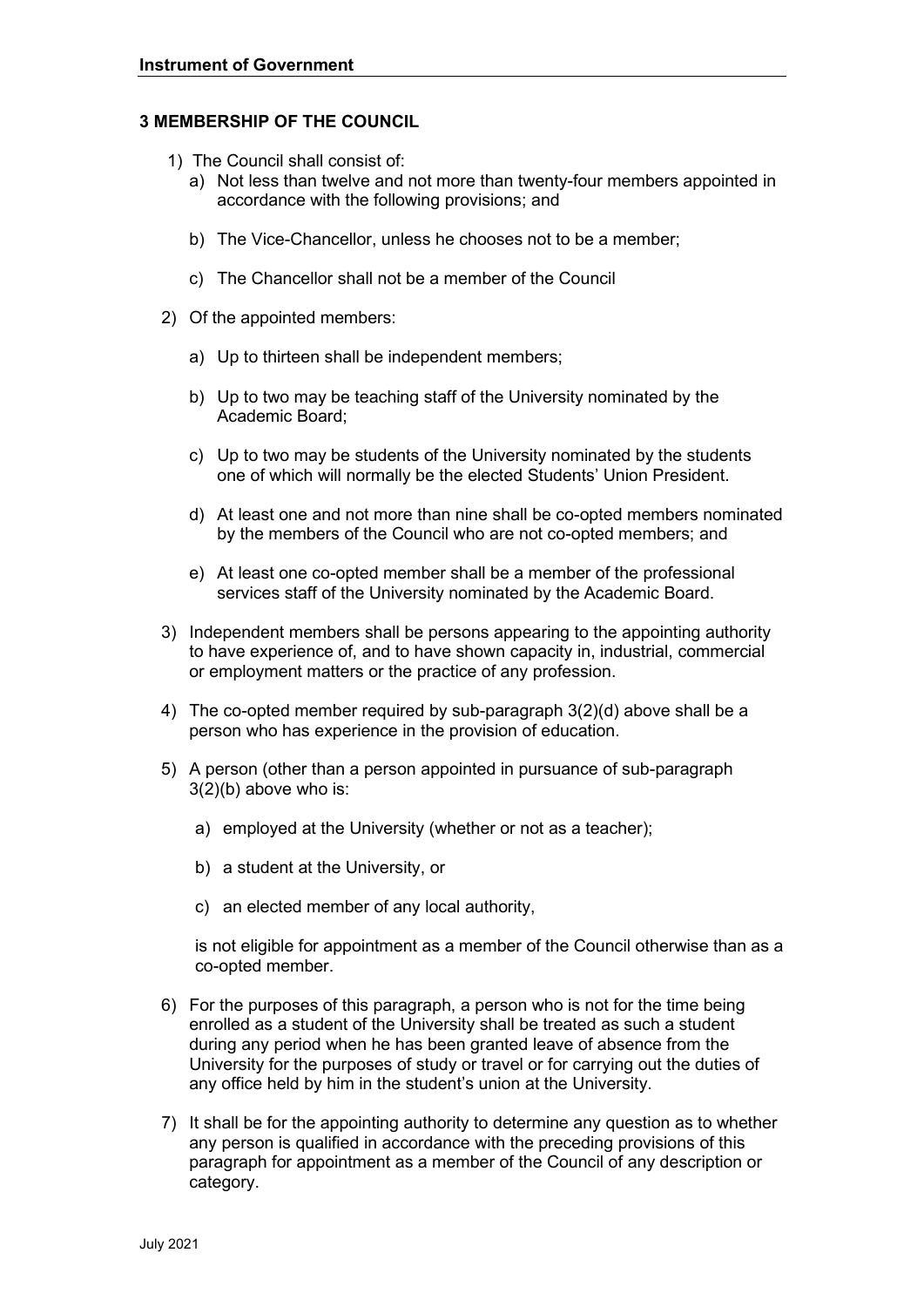### 3 MEMBERSHIP OF THE COUNCIL

1) The Council shall consist of:
   a) Not less than twelve and not more than twenty-four members appointed in accordance with the following provisions; and

   b) The Vice-Chancellor, unless he chooses not to be a member;

   c) The Chancellor shall not be a member of the Council

2) Of the appointed members:

   a) Up to thirteen shall be independent members;

   b) Up to two may be teaching staff of the University nominated by the Academic Board;

   c) Up to two may be students of the University nominated by the students one of which will normally be the elected Students' Union President.

   d) At least one and not more than nine shall be co-opted members nominated by the members of the Council who are not co-opted members; and

   e) At least one co-opted member shall be a member of the professional services staff of the University nominated by the Academic Board.

3) Independent members shall be persons appearing to the appointing authority to have experience of, and to have shown capacity in, industrial, commercial or employment matters or the practice of any profession.

4) The co-opted member required by sub-paragraph 3(2)(d) above shall be a person who has experience in the provision of education.

5) A person (other than a person appointed in pursuance of sub-paragraph 3(2)(b) above who is:

   a) employed at the University (whether or not as a teacher);

   b) a student at the University, or

   c) an elected member of any local authority,

   is not eligible for appointment as a member of the Council otherwise than as a co-opted member.

6) For the purposes of this paragraph, a person who is not for the time being enrolled as a student of the University shall be treated as such a student during any period when he has been granted leave of absence from the University for the purposes of study or travel or for carrying out the duties of any office held by him in the student's union at the University.

7) It shall be for the appointing authority to determine any question as to whether any person is qualified in accordance with the preceding provisions of this paragraph for appointment as a member of the Council of any description or category.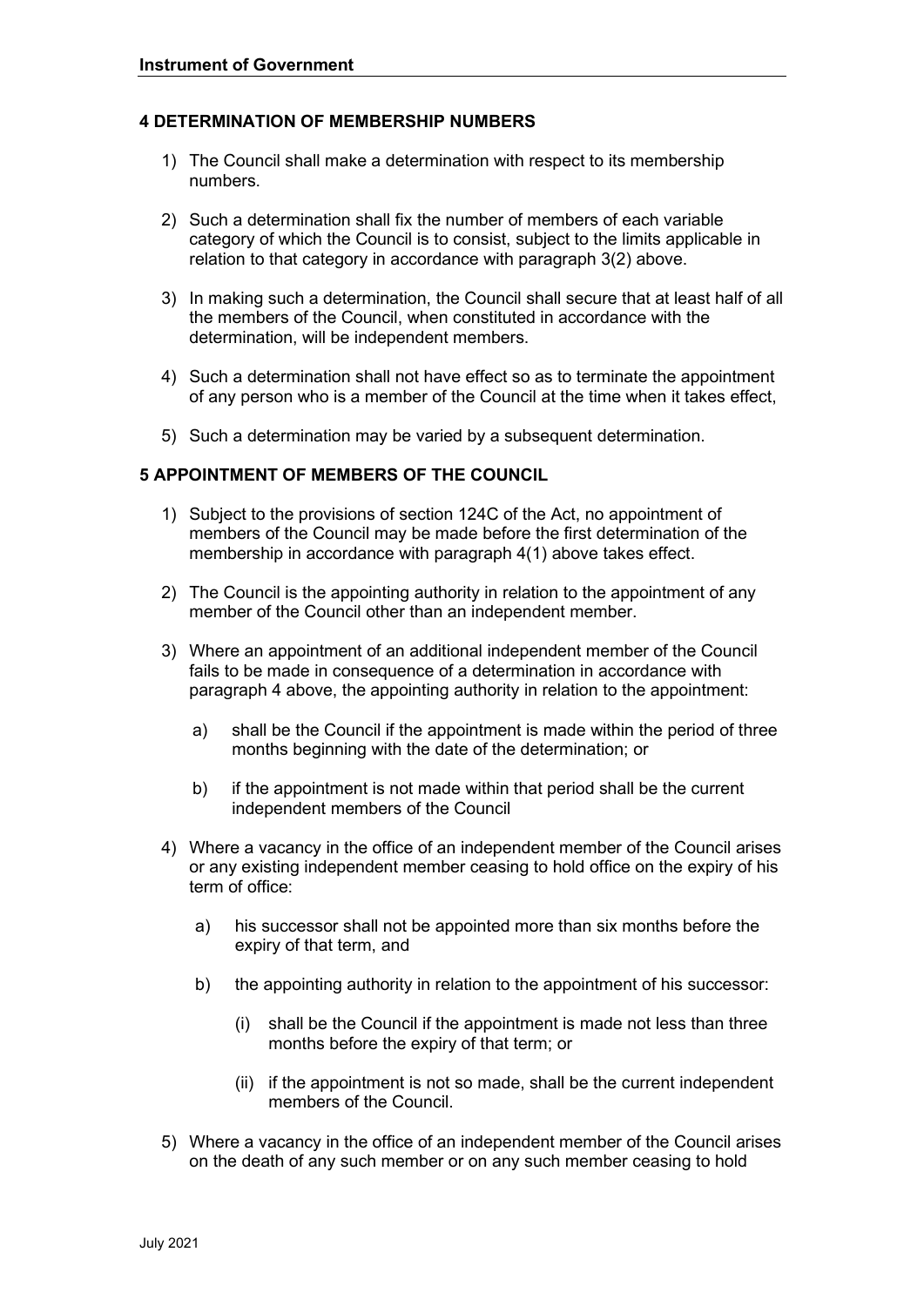## 4 DETERMINATION OF MEMBERSHIP NUMBERS

1) The Council shall make a determination with respect to its membership numbers.

2) Such a determination shall fix the number of members of each variable category of which the Council is to consist, subject to the limits applicable in relation to that category in accordance with paragraph 3(2) above.

3) In making such a determination, the Council shall secure that at least half of all the members of the Council, when constituted in accordance with the determination, will be independent members.

4) Such a determination shall not have effect so as to terminate the appointment of any person who is a member of the Council at the time when it takes effect,

5) Such a determination may be varied by a subsequent determination.

## 5 APPOINTMENT OF MEMBERS OF THE COUNCIL

1) Subject to the provisions of section 124C of the Act, no appointment of members of the Council may be made before the first determination of the membership in accordance with paragraph 4(1) above takes effect.

2) The Council is the appointing authority in relation to the appointment of any member of the Council other than an independent member.

3) Where an appointment of an additional independent member of the Council fails to be made in consequence of a determination in accordance with paragraph 4 above, the appointing authority in relation to the appointment:

   a) shall be the Council if the appointment is made within the period of three months beginning with the date of the determination; or

   b) if the appointment is not made within that period shall be the current independent members of the Council

4) Where a vacancy in the office of an independent member of the Council arises or any existing independent member ceasing to hold office on the expiry of his term of office:

   a) his successor shall not be appointed more than six months before the expiry of that term, and

   b) the appointing authority in relation to the appointment of his successor:

      (i) shall be the Council if the appointment is made not less than three months before the expiry of that term; or

      (ii) if the appointment is not so made, shall be the current independent members of the Council.

5) Where a vacancy in the office of an independent member of the Council arises on the death of any such member or on any such member ceasing to hold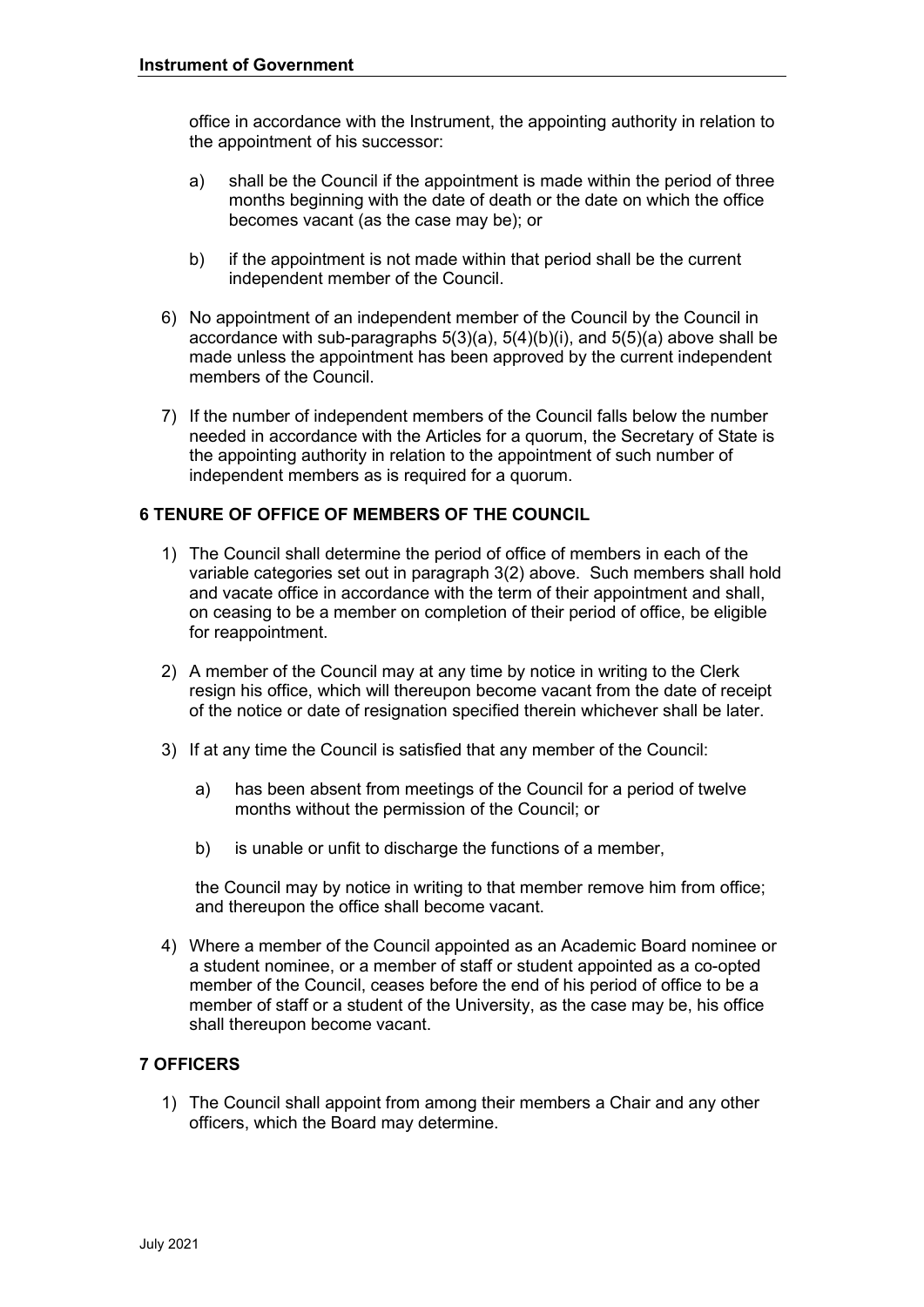office in accordance with the Instrument, the appointing authority in relation to the appointment of his successor:

a) shall be the Council if the appointment is made within the period of three months beginning with the date of death or the date on which the office becomes vacant (as the case may be); or

b) if the appointment is not made within that period shall be the current independent member of the Council.

6) No appointment of an independent member of the Council by the Council in accordance with sub-paragraphs 5(3)(a), 5(4)(b)(i), and 5(5)(a) above shall be made unless the appointment has been approved by the current independent members of the Council.

7) If the number of independent members of the Council falls below the number needed in accordance with the Articles for a quorum, the Secretary of State is the appointing authority in relation to the appointment of such number of independent members as is required for a quorum.

## 6 TENURE OF OFFICE OF MEMBERS OF THE COUNCIL

1) The Council shall determine the period of office of members in each of the variable categories set out in paragraph 3(2) above. Such members shall hold and vacate office in accordance with the term of their appointment and shall, on ceasing to be a member on completion of their period of office, be eligible for reappointment.

2) A member of the Council may at any time by notice in writing to the Clerk resign his office, which will thereupon become vacant from the date of receipt of the notice or date of resignation specified therein whichever shall be later.

3) If at any time the Council is satisfied that any member of the Council:

   a) has been absent from meetings of the Council for a period of twelve months without the permission of the Council; or

   b) is unable or unfit to discharge the functions of a member,

   the Council may by notice in writing to that member remove him from office; and thereupon the office shall become vacant.

4) Where a member of the Council appointed as an Academic Board nominee or a student nominee, or a member of staff or student appointed as a co-opted member of the Council, ceases before the end of his period of office to be a member of staff or a student of the University, as the case may be, his office shall thereupon become vacant.

## 7 OFFICERS

1) The Council shall appoint from among their members a Chair and any other officers, which the Board may determine.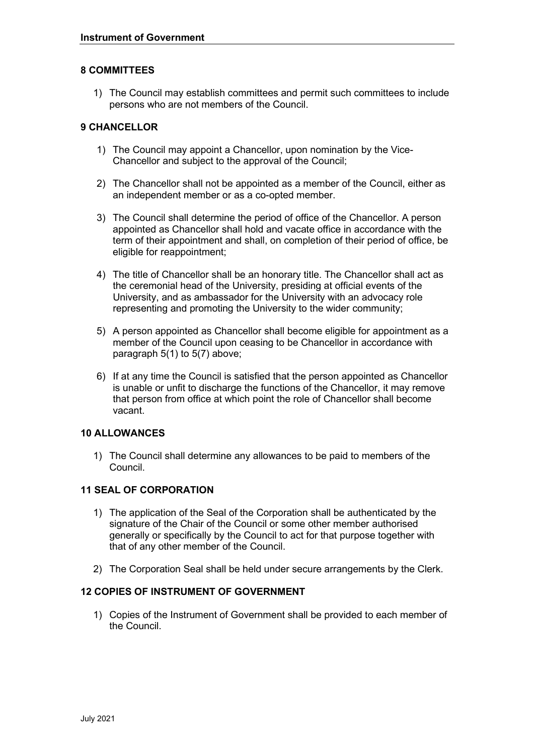## 8 COMMITTEES

1) The Council may establish committees and permit such committees to include persons who are not members of the Council.

## 9 CHANCELLOR

1) The Council may appoint a Chancellor, upon nomination by the Vice-Chancellor and subject to the approval of the Council;

2) The Chancellor shall not be appointed as a member of the Council, either as an independent member or as a co-opted member.

3) The Council shall determine the period of office of the Chancellor. A person appointed as Chancellor shall hold and vacate office in accordance with the term of their appointment and shall, on completion of their period of office, be eligible for reappointment;

4) The title of Chancellor shall be an honorary title. The Chancellor shall act as the ceremonial head of the University, presiding at official events of the University, and as ambassador for the University with an advocacy role representing and promoting the University to the wider community;

5) A person appointed as Chancellor shall become eligible for appointment as a member of the Council upon ceasing to be Chancellor in accordance with paragraph 5(1) to 5(7) above;

6) If at any time the Council is satisfied that the person appointed as Chancellor is unable or unfit to discharge the functions of the Chancellor, it may remove that person from office at which point the role of Chancellor shall become vacant.

## 10 ALLOWANCES

1) The Council shall determine any allowances to be paid to members of the Council.

## 11 SEAL OF CORPORATION

1) The application of the Seal of the Corporation shall be authenticated by the signature of the Chair of the Council or some other member authorised generally or specifically by the Council to act for that purpose together with that of any other member of the Council.

2) The Corporation Seal shall be held under secure arrangements by the Clerk.

## 12 COPIES OF INSTRUMENT OF GOVERNMENT

1) Copies of the Instrument of Government shall be provided to each member of the Council.